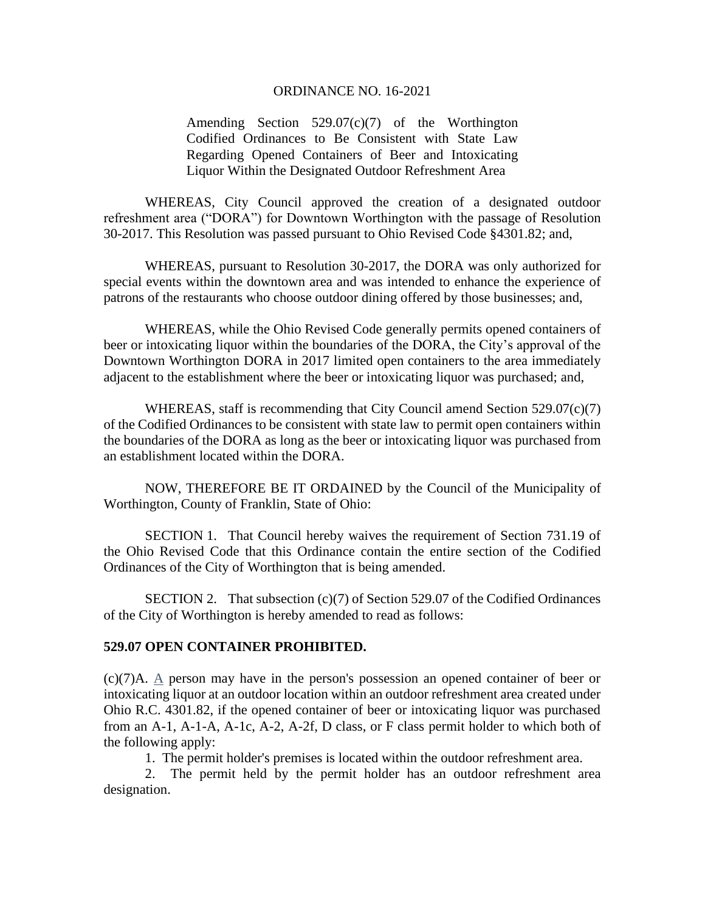ORDINANCE NO. 16-2021

Amending Section 529.07(c)(7) of the Worthington Codified Ordinances to Be Consistent with State Law Regarding Opened Containers of Beer and Intoxicating Liquor Within the Designated Outdoor Refreshment Area

WHEREAS, City Council approved the creation of a designated outdoor refreshment area ("DORA") for Downtown Worthington with the passage of Resolution 30-2017. This Resolution was passed pursuant to Ohio Revised Code §4301.82; and,

WHEREAS, pursuant to Resolution 30-2017, the DORA was only authorized for special events within the downtown area and was intended to enhance the experience of patrons of the restaurants who choose outdoor dining offered by those businesses; and,

WHEREAS, while the Ohio Revised Code generally permits opened containers of beer or intoxicating liquor within the boundaries of the DORA, the City's approval of the Downtown Worthington DORA in 2017 limited open containers to the area immediately adjacent to the establishment where the beer or intoxicating liquor was purchased; and,

WHEREAS, staff is recommending that City Council amend Section 529.07(c)(7) of the Codified Ordinances to be consistent with state law to permit open containers within the boundaries of the DORA as long as the beer or intoxicating liquor was purchased from an establishment located within the DORA.

NOW, THEREFORE BE IT ORDAINED by the Council of the Municipality of Worthington, County of Franklin, State of Ohio:

SECTION 1. That Council hereby waives the requirement of Section 731.19 of the Ohio Revised Code that this Ordinance contain the entire section of the Codified Ordinances of the City of Worthington that is being amended.

SECTION 2. That subsection (c)(7) of Section 529.07 of the Codified Ordinances of the City of Worthington is hereby amended to read as follows:

**529.07 OPEN CONTAINER PROHIBITED.**

(c)(7)A. A person may have in the person's possession an opened container of beer or intoxicating liquor at an outdoor location within an outdoor refreshment area created under Ohio R.C. 4301.82, if the opened container of beer or intoxicating liquor was purchased from an A-1, A-1-A, A-1c, A-2, A-2f, D class, or F class permit holder to which both of the following apply:

1. The permit holder's premises is located within the outdoor refreshment area.
2. The permit held by the permit holder has an outdoor refreshment area designation.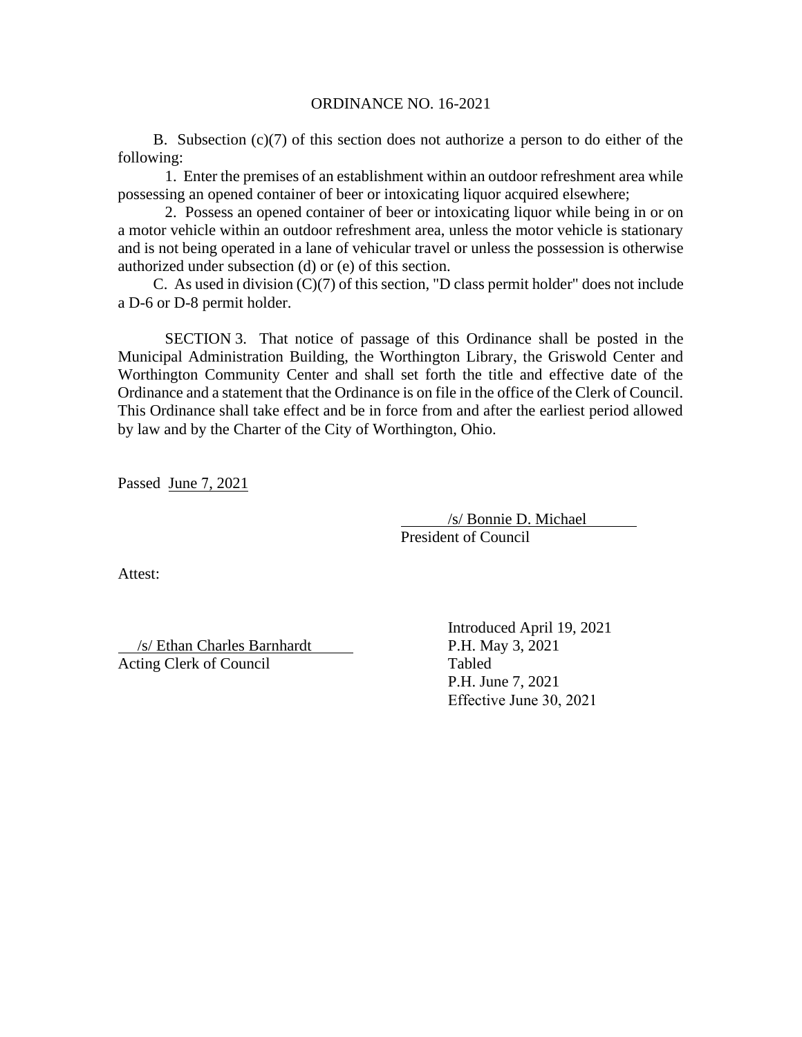ORDINANCE NO. 16-2021

B. Subsection (c)(7) of this section does not authorize a person to do either of the following:

1. Enter the premises of an establishment within an outdoor refreshment area while possessing an opened container of beer or intoxicating liquor acquired elsewhere;

2. Possess an opened container of beer or intoxicating liquor while being in or on a motor vehicle within an outdoor refreshment area, unless the motor vehicle is stationary and is not being operated in a lane of vehicular travel or unless the possession is otherwise authorized under subsection (d) or (e) of this section.

C. As used in division (C)(7) of this section, "D class permit holder" does not include a D-6 or D-8 permit holder.

SECTION 3. That notice of passage of this Ordinance shall be posted in the Municipal Administration Building, the Worthington Library, the Griswold Center and Worthington Community Center and shall set forth the title and effective date of the Ordinance and a statement that the Ordinance is on file in the office of the Clerk of Council. This Ordinance shall take effect and be in force from and after the earliest period allowed by law and by the Charter of the City of Worthington, Ohio.

Passed June 7, 2021

/s/ Bonnie D. Michael
President of Council

Attest:

/s/ Ethan Charles Barnhardt
Acting Clerk of Council

Introduced April 19, 2021
P.H. May 3, 2021
Tabled
P.H. June 7, 2021
Effective June 30, 2021